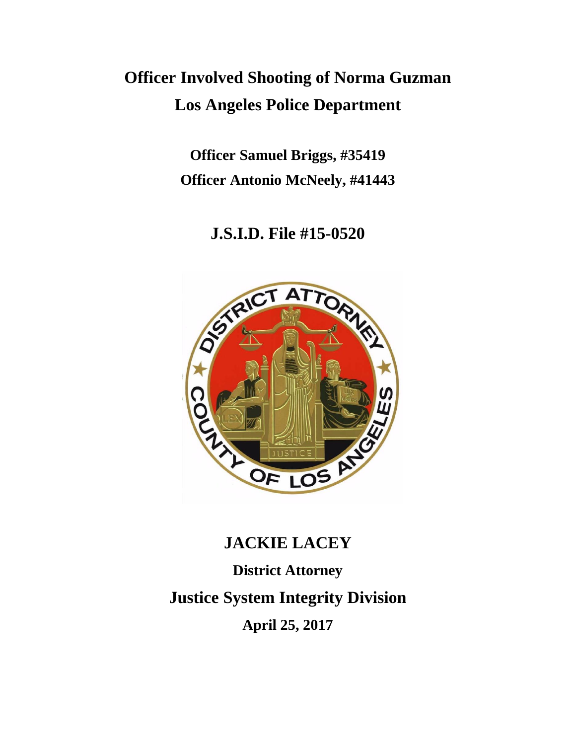# Officer Involved Shooting of Norma Guzman
# Los Angeles Police Department

**Officer Samuel Briggs, #35419**

**Officer Antonio McNeely, #41443**

## J.S.I.D. File #15-0520

## JACKIE LACEY

**District Attorney**

## Justice System Integrity Division

**April 25, 2017**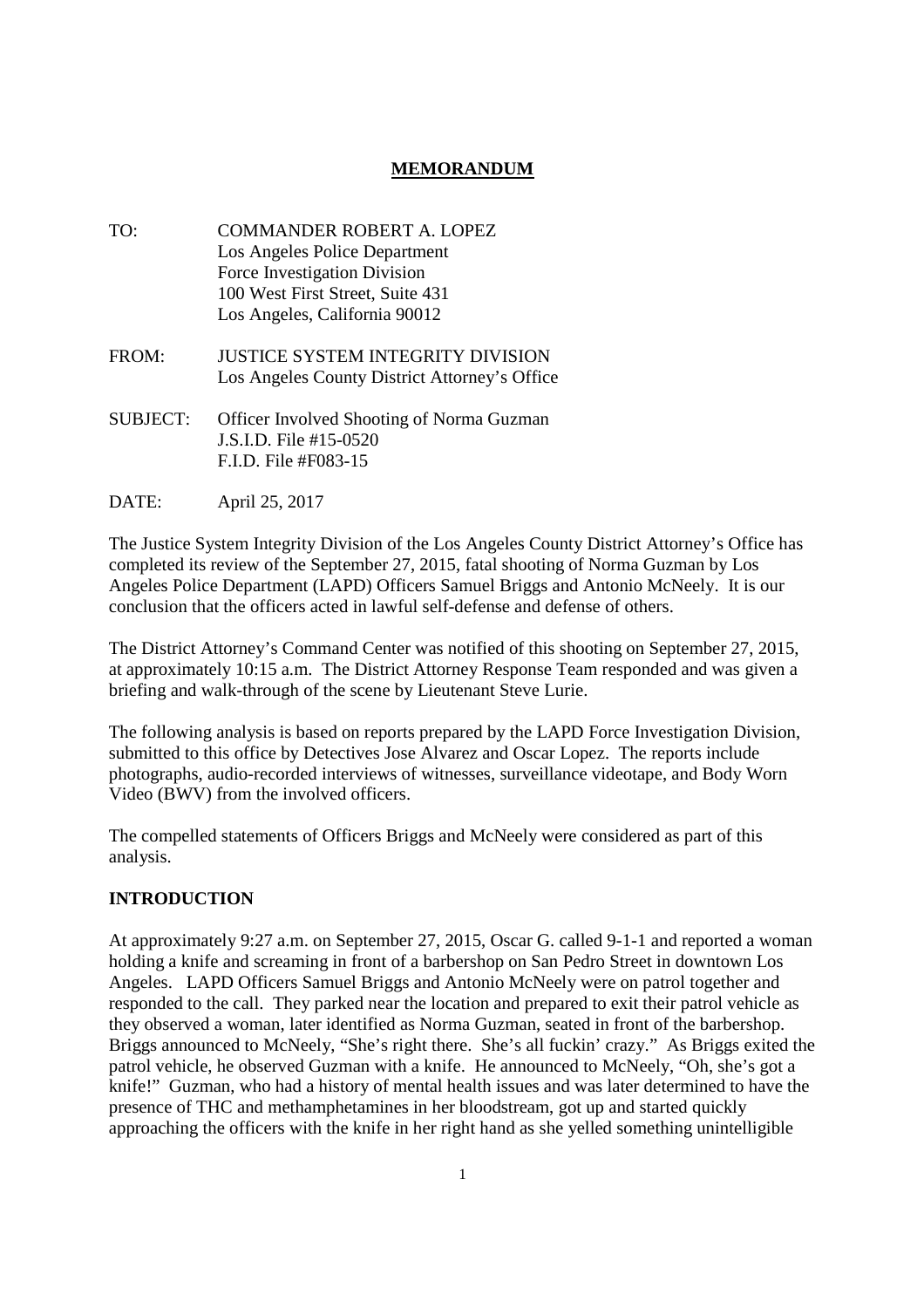# **MEMORANDUM**

TO: COMMANDER ROBERT A. LOPEZ
Los Angeles Police Department
Force Investigation Division
100 West First Street, Suite 431
Los Angeles, California 90012

FROM: JUSTICE SYSTEM INTEGRITY DIVISION
Los Angeles County District Attorney's Office

SUBJECT: Officer Involved Shooting of Norma Guzman
J.S.I.D. File #15-0520
F.I.D. File #F083-15

DATE: April 25, 2017

The Justice System Integrity Division of the Los Angeles County District Attorney's Office has completed its review of the September 27, 2015, fatal shooting of Norma Guzman by Los Angeles Police Department (LAPD) Officers Samuel Briggs and Antonio McNeely. It is our conclusion that the officers acted in lawful self-defense and defense of others.

The District Attorney's Command Center was notified of this shooting on September 27, 2015, at approximately 10:15 a.m. The District Attorney Response Team responded and was given a briefing and walk-through of the scene by Lieutenant Steve Lurie.

The following analysis is based on reports prepared by the LAPD Force Investigation Division, submitted to this office by Detectives Jose Alvarez and Oscar Lopez. The reports include photographs, audio-recorded interviews of witnesses, surveillance videotape, and Body Worn Video (BWV) from the involved officers.

The compelled statements of Officers Briggs and McNeely were considered as part of this analysis.

## **INTRODUCTION**

At approximately 9:27 a.m. on September 27, 2015, Oscar G. called 9-1-1 and reported a woman holding a knife and screaming in front of a barbershop on San Pedro Street in downtown Los Angeles. LAPD Officers Samuel Briggs and Antonio McNeely were on patrol together and responded to the call. They parked near the location and prepared to exit their patrol vehicle as they observed a woman, later identified as Norma Guzman, seated in front of the barbershop. Briggs announced to McNeely, "She's right there. She's all fuckin' crazy." As Briggs exited the patrol vehicle, he observed Guzman with a knife. He announced to McNeely, "Oh, she's got a knife!" Guzman, who had a history of mental health issues and was later determined to have the presence of THC and methamphetamines in her bloodstream, got up and started quickly approaching the officers with the knife in her right hand as she yelled something unintelligible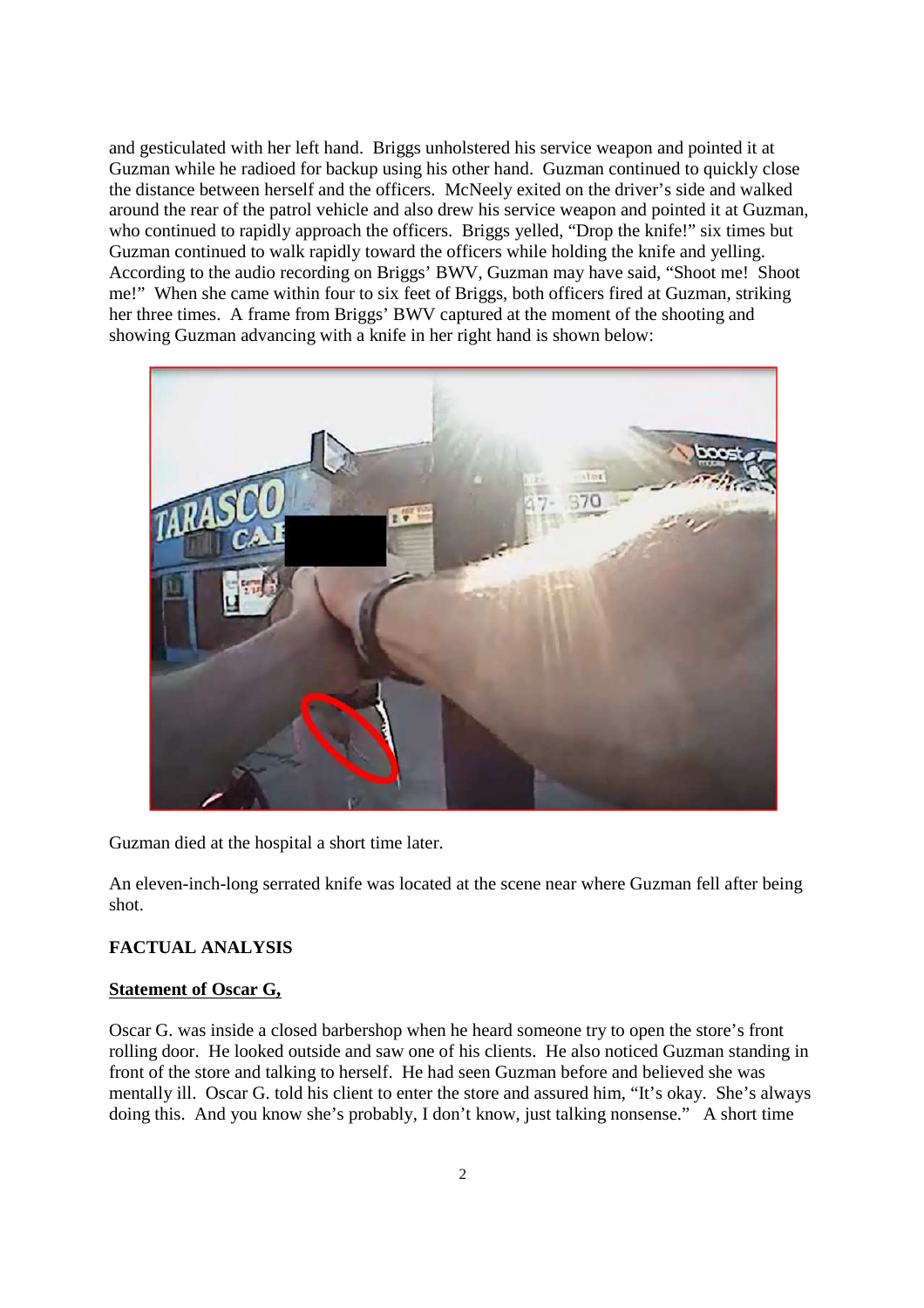and gesticulated with her left hand. Briggs unholstered his service weapon and pointed it at Guzman while he radioed for backup using his other hand. Guzman continued to quickly close the distance between herself and the officers. McNeely exited on the driver's side and walked around the rear of the patrol vehicle and also drew his service weapon and pointed it at Guzman, who continued to rapidly approach the officers. Briggs yelled, "Drop the knife!" six times but Guzman continued to walk rapidly toward the officers while holding the knife and yelling. According to the audio recording on Briggs' BWV, Guzman may have said, "Shoot me! Shoot me!" When she came within four to six feet of Briggs, both officers fired at Guzman, striking her three times. A frame from Briggs' BWV captured at the moment of the shooting and showing Guzman advancing with a knife in her right hand is shown below:

Guzman died at the hospital a short time later.

An eleven-inch-long serrated knife was located at the scene near where Guzman fell after being shot.

## FACTUAL ANALYSIS

### Statement of Oscar G,

Oscar G. was inside a closed barbershop when he heard someone try to open the store's front rolling door. He looked outside and saw one of his clients. He also noticed Guzman standing in front of the store and talking to herself. He had seen Guzman before and believed she was mentally ill. Oscar G. told his client to enter the store and assured him, "It's okay. She's always doing this. And you know she's probably, I don't know, just talking nonsense." A short time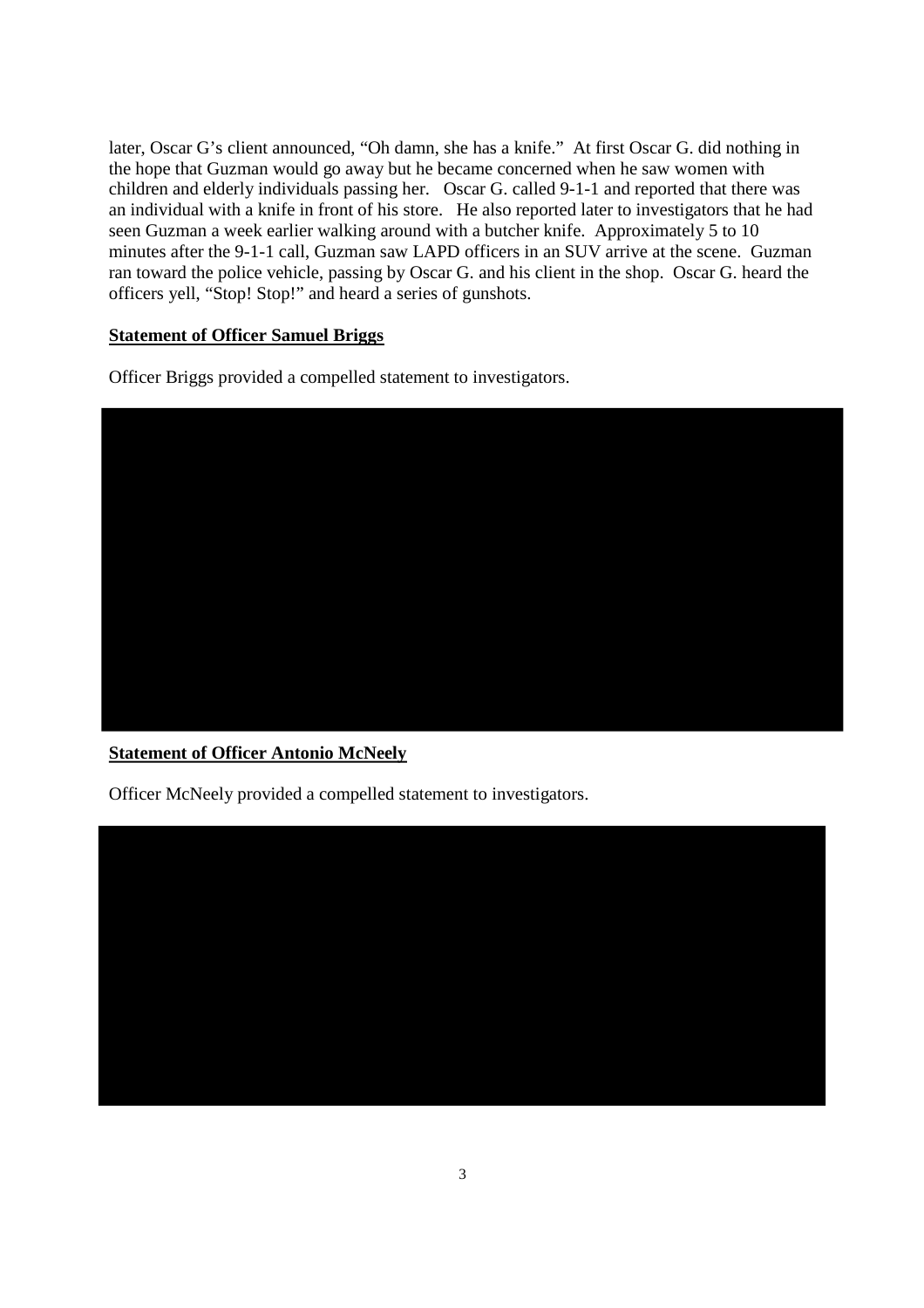later, Oscar G's client announced, "Oh damn, she has a knife." At first Oscar G. did nothing in the hope that Guzman would go away but he became concerned when he saw women with children and elderly individuals passing her. Oscar G. called 9-1-1 and reported that there was an individual with a knife in front of his store. He also reported later to investigators that he had seen Guzman a week earlier walking around with a butcher knife. Approximately 5 to 10 minutes after the 9-1-1 call, Guzman saw LAPD officers in an SUV arrive at the scene. Guzman ran toward the police vehicle, passing by Oscar G. and his client in the shop. Oscar G. heard the officers yell, "Stop! Stop!" and heard a series of gunshots.

**Statement of Officer Samuel Briggs**

Officer Briggs provided a compelled statement to investigators.

**Statement of Officer Antonio McNeely**

Officer McNeely provided a compelled statement to investigators.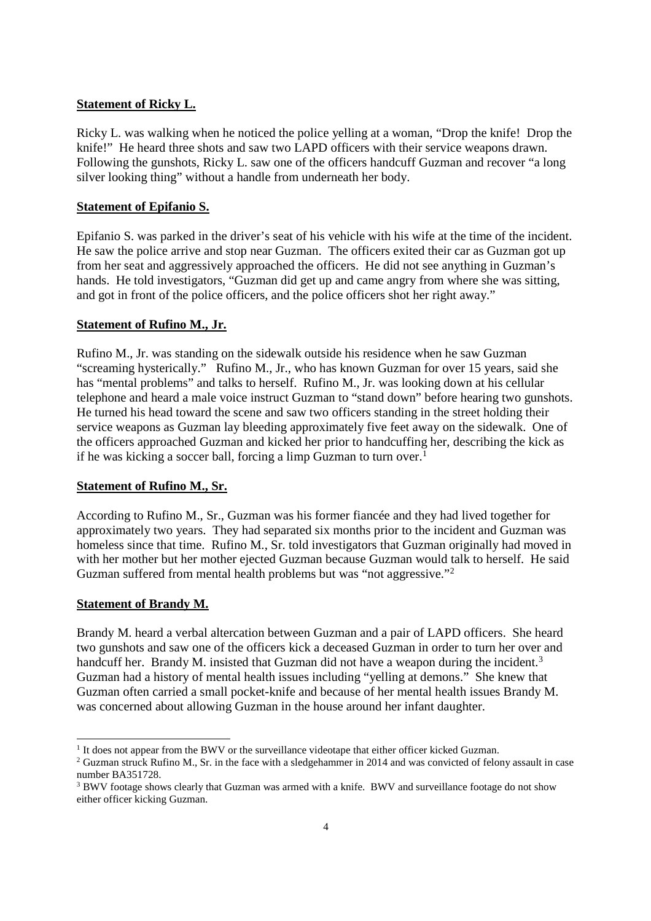**Statement of Ricky L.**

Ricky L. was walking when he noticed the police yelling at a woman, "Drop the knife! Drop the knife!" He heard three shots and saw two LAPD officers with their service weapons drawn. Following the gunshots, Ricky L. saw one of the officers handcuff Guzman and recover "a long silver looking thing" without a handle from underneath her body.

**Statement of Epifanio S.**

Epifanio S. was parked in the driver's seat of his vehicle with his wife at the time of the incident. He saw the police arrive and stop near Guzman. The officers exited their car as Guzman got up from her seat and aggressively approached the officers. He did not see anything in Guzman's hands. He told investigators, "Guzman did get up and came angry from where she was sitting, and got in front of the police officers, and the police officers shot her right away."

**Statement of Rufino M., Jr.**

Rufino M., Jr. was standing on the sidewalk outside his residence when he saw Guzman "screaming hysterically." Rufino M., Jr., who has known Guzman for over 15 years, said she has "mental problems" and talks to herself. Rufino M., Jr. was looking down at his cellular telephone and heard a male voice instruct Guzman to "stand down" before hearing two gunshots. He turned his head toward the scene and saw two officers standing in the street holding their service weapons as Guzman lay bleeding approximately five feet away on the sidewalk. One of the officers approached Guzman and kicked her prior to handcuffing her, describing the kick as if he was kicking a soccer ball, forcing a limp Guzman to turn over.[1]

**Statement of Rufino M., Sr.**

According to Rufino M., Sr., Guzman was his former fiancée and they had lived together for approximately two years. They had separated six months prior to the incident and Guzman was homeless since that time. Rufino M., Sr. told investigators that Guzman originally had moved in with her mother but her mother ejected Guzman because Guzman would talk to herself. He said Guzman suffered from mental health problems but was "not aggressive."[2]

**Statement of Brandy M.**

Brandy M. heard a verbal altercation between Guzman and a pair of LAPD officers. She heard two gunshots and saw one of the officers kick a deceased Guzman in order to turn her over and handcuff her. Brandy M. insisted that Guzman did not have a weapon during the incident.[3] Guzman had a history of mental health issues including "yelling at demons." She knew that Guzman often carried a small pocket-knife and because of her mental health issues Brandy M. was concerned about allowing Guzman in the house around her infant daughter.

---

[1] It does not appear from the BWV or the surveillance videotape that either officer kicked Guzman.

[2] Guzman struck Rufino M., Sr. in the face with a sledgehammer in 2014 and was convicted of felony assault in case number BA351728.

[3] BWV footage shows clearly that Guzman was armed with a knife. BWV and surveillance footage do not show either officer kicking Guzman.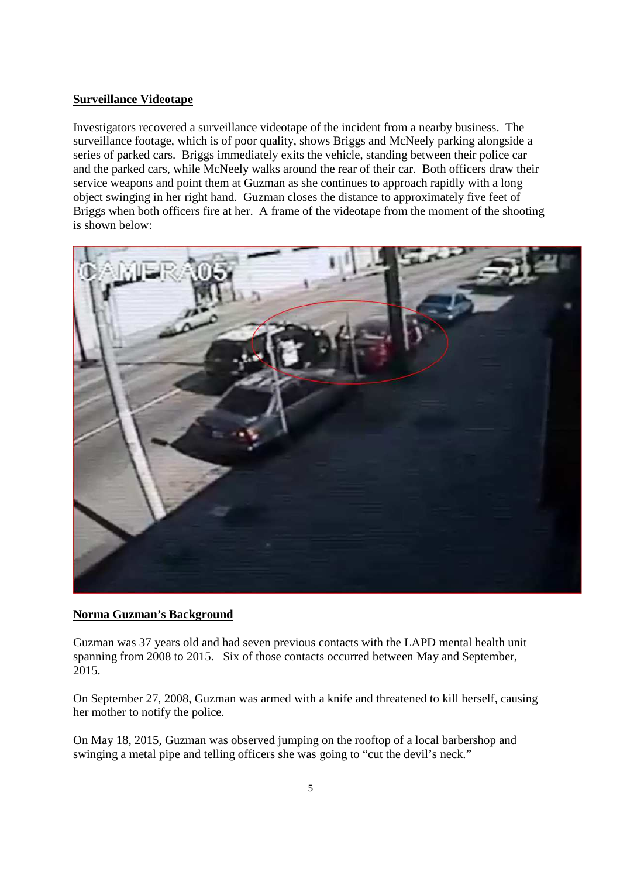**Surveillance Videotape**

Investigators recovered a surveillance videotape of the incident from a nearby business. The surveillance footage, which is of poor quality, shows Briggs and McNeely parking alongside a series of parked cars. Briggs immediately exits the vehicle, standing between their police car and the parked cars, while McNeely walks around the rear of their car. Both officers draw their service weapons and point them at Guzman as she continues to approach rapidly with a long object swinging in her right hand. Guzman closes the distance to approximately five feet of Briggs when both officers fire at her. A frame of the videotape from the moment of the shooting is shown below:

**Norma Guzman's Background**

Guzman was 37 years old and had seven previous contacts with the LAPD mental health unit spanning from 2008 to 2015. Six of those contacts occurred between May and September, 2015.

On September 27, 2008, Guzman was armed with a knife and threatened to kill herself, causing her mother to notify the police.

On May 18, 2015, Guzman was observed jumping on the rooftop of a local barbershop and swinging a metal pipe and telling officers she was going to "cut the devil's neck."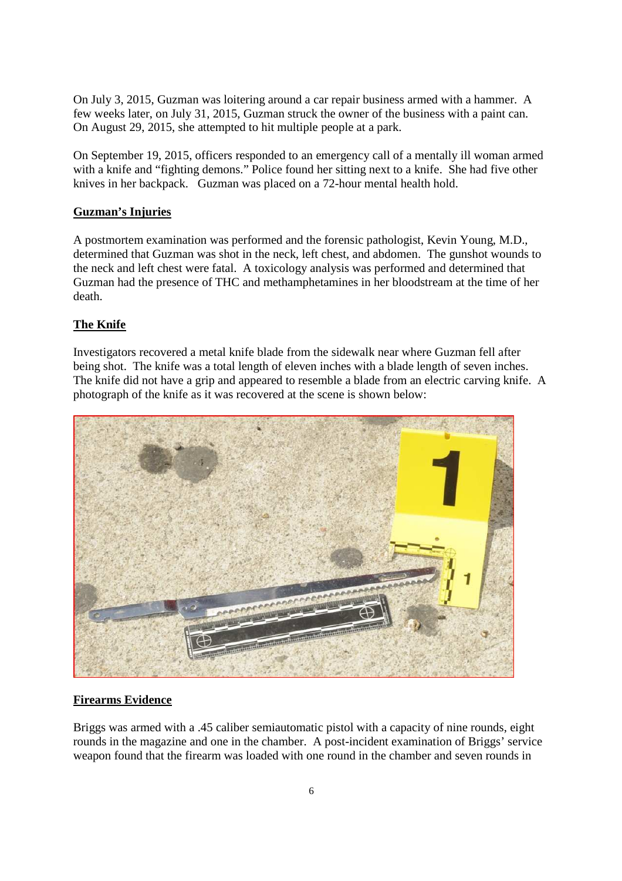On July 3, 2015, Guzman was loitering around a car repair business armed with a hammer. A few weeks later, on July 31, 2015, Guzman struck the owner of the business with a paint can. On August 29, 2015, she attempted to hit multiple people at a park.

On September 19, 2015, officers responded to an emergency call of a mentally ill woman armed with a knife and "fighting demons." Police found her sitting next to a knife. She had five other knives in her backpack. Guzman was placed on a 72-hour mental health hold.

**Guzman's Injuries**

A postmortem examination was performed and the forensic pathologist, Kevin Young, M.D., determined that Guzman was shot in the neck, left chest, and abdomen. The gunshot wounds to the neck and left chest were fatal. A toxicology analysis was performed and determined that Guzman had the presence of THC and methamphetamines in her bloodstream at the time of her death.

**The Knife**

Investigators recovered a metal knife blade from the sidewalk near where Guzman fell after being shot. The knife was a total length of eleven inches with a blade length of seven inches. The knife did not have a grip and appeared to resemble a blade from an electric carving knife. A photograph of the knife as it was recovered at the scene is shown below:

**Firearms Evidence**

Briggs was armed with a .45 caliber semiautomatic pistol with a capacity of nine rounds, eight rounds in the magazine and one in the chamber. A post-incident examination of Briggs' service weapon found that the firearm was loaded with one round in the chamber and seven rounds in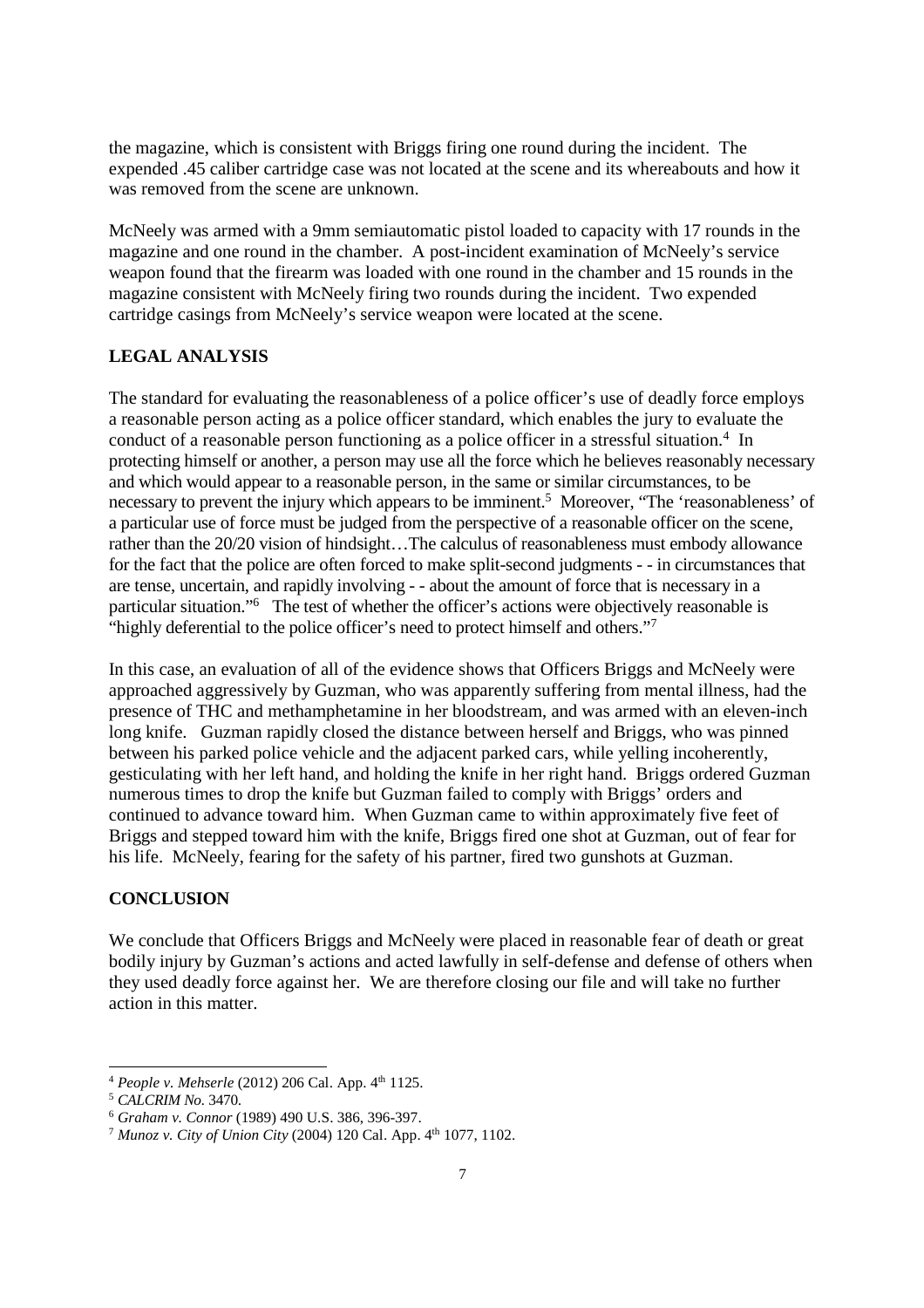the magazine, which is consistent with Briggs firing one round during the incident. The expended .45 caliber cartridge case was not located at the scene and its whereabouts and how it was removed from the scene are unknown.

McNeely was armed with a 9mm semiautomatic pistol loaded to capacity with 17 rounds in the magazine and one round in the chamber. A post-incident examination of McNeely's service weapon found that the firearm was loaded with one round in the chamber and 15 rounds in the magazine consistent with McNeely firing two rounds during the incident. Two expended cartridge casings from McNeely's service weapon were located at the scene.

## LEGAL ANALYSIS

The standard for evaluating the reasonableness of a police officer's use of deadly force employs a reasonable person acting as a police officer standard, which enables the jury to evaluate the conduct of a reasonable person functioning as a police officer in a stressful situation.[4] In protecting himself or another, a person may use all the force which he believes reasonably necessary and which would appear to a reasonable person, in the same or similar circumstances, to be necessary to prevent the injury which appears to be imminent.[5] Moreover, "The 'reasonableness' of a particular use of force must be judged from the perspective of a reasonable officer on the scene, rather than the 20/20 vision of hindsight…The calculus of reasonableness must embody allowance for the fact that the police are often forced to make split-second judgments - - in circumstances that are tense, uncertain, and rapidly involving - - about the amount of force that is necessary in a particular situation."[6] The test of whether the officer's actions were objectively reasonable is "highly deferential to the police officer's need to protect himself and others."[7]

In this case, an evaluation of all of the evidence shows that Officers Briggs and McNeely were approached aggressively by Guzman, who was apparently suffering from mental illness, had the presence of THC and methamphetamine in her bloodstream, and was armed with an eleven-inch long knife. Guzman rapidly closed the distance between herself and Briggs, who was pinned between his parked police vehicle and the adjacent parked cars, while yelling incoherently, gesticulating with her left hand, and holding the knife in her right hand. Briggs ordered Guzman numerous times to drop the knife but Guzman failed to comply with Briggs' orders and continued to advance toward him. When Guzman came to within approximately five feet of Briggs and stepped toward him with the knife, Briggs fired one shot at Guzman, out of fear for his life. McNeely, fearing for the safety of his partner, fired two gunshots at Guzman.

## CONCLUSION

We conclude that Officers Briggs and McNeely were placed in reasonable fear of death or great bodily injury by Guzman's actions and acted lawfully in self-defense and defense of others when they used deadly force against her. We are therefore closing our file and will take no further action in this matter.

---

[4] *People v. Mehserle* (2012) 206 Cal. App. 4th 1125.

[5] *CALCRIM No.* 3470.

[6] *Graham v. Connor* (1989) 490 U.S. 386, 396-397.

[7] *Munoz v. City of Union City* (2004) 120 Cal. App. 4th 1077, 1102.